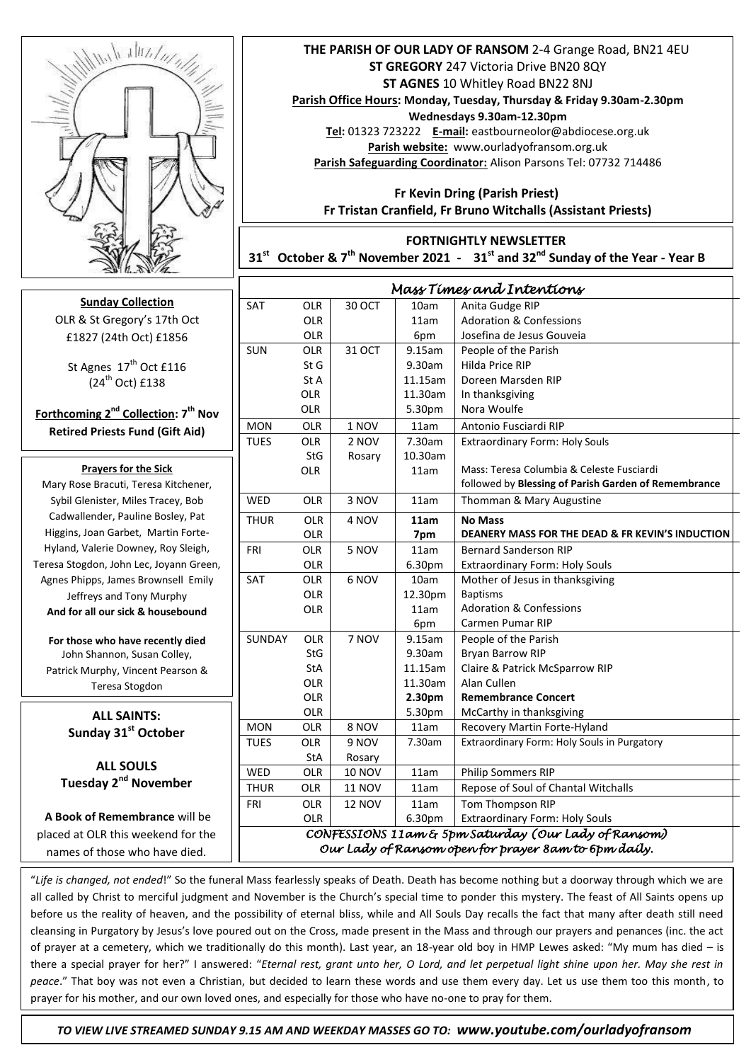**THE PARISH OF OUR LADY OF RANSOM** 2-4 Grange Road, BN21 4EU
**ST GREGORY** 247 Victoria Drive BN20 8QY
**ST AGNES** 10 Whitley Road BN22 8NJ
**Parish Office Hours: Monday, Tuesday, Thursday & Friday 9.30am-2.30pm**
**Wednesdays 9.30am-12.30pm**
**Tel:** 01323 723222 **E-mail:** eastbourneolor@abdiocese.org.uk
**Parish website:** www.ourladyofransom.org.uk
**Parish Safeguarding Coordinator:** Alison Parsons Tel: 07732 714486

**Fr Kevin Dring (Parish Priest)**
**Fr Tristan Cranfield, Fr Bruno Witchalls (Assistant Priests)**

**FORTNIGHTLY NEWSLETTER**
**31st October & 7th November 2021 - 31st and 32nd Sunday of the Year - Year B**

**Sunday Collection**
OLR & St Gregory's 17th Oct £1827 (24th Oct) £1856

St Agnes 17th Oct £116 (24th Oct) £138

**Forthcoming 2nd Collection: 7th Nov Retired Priests Fund (Gift Aid)**

**Prayers for the Sick**
Mary Rose Bracuti, Teresa Kitchener, Sybil Glenister, Miles Tracey, Bob Cadwallender, Pauline Bosley, Pat Higgins, Joan Garbet, Martin Forte-Hyland, Valerie Downey, Roy Sleigh, Teresa Stogdon, John Lec, Joyann Green, Agnes Phipps, James Brownsell Emily Jeffreys and Tony Murphy
**And for all our sick & housebound**

**For those who have recently died**
John Shannon, Susan Colley, Patrick Murphy, Vincent Pearson & Teresa Stogdon

**ALL SAINTS: Sunday 31st October**

**ALL SOULS Tuesday 2nd November**

**A Book of Remembrance** will be placed at OLR this weekend for the names of those who have died.

*Mass Times and Intentions*

| | | | | |
|---|---|---|---|---|
| SAT | OLR | 30 OCT | 10am | Anita Gudge RIP |
| | OLR | | 11am | Adoration & Confessions |
| | OLR | | 6pm | Josefina de Jesus Gouveia |
| SUN | OLR | 31 OCT | 9.15am | People of the Parish |
| | St G | | 9.30am | Hilda Price RIP |
| | St A | | 11.15am | Doreen Marsden RIP |
| | OLR | | 11.30am | In thanksgiving |
| | OLR | | 5.30pm | Nora Woulfe |
| MON | OLR | 1 NOV | 11am | Antonio Fusciardi RIP |
| TUES | OLR | 2 NOV | 7.30am | Extraordinary Form: Holy Souls |
| | StG | Rosary | 10.30am | |
| | OLR | | 11am | Mass: Teresa Columbia & Celeste Fusciardi followed by **Blessing of Parish Garden of Remembrance** |
| WED | OLR | 3 NOV | 11am | Thomman & Mary Augustine |
| THUR | OLR | 4 NOV | **11am** | **No Mass** |
| | OLR | | **7pm** | **DEANERY MASS FOR THE DEAD & FR KEVIN'S INDUCTION** |
| FRI | OLR | 5 NOV | 11am | Bernard Sanderson RIP |
| | OLR | | 6.30pm | Extraordinary Form: Holy Souls |
| SAT | OLR | 6 NOV | 10am | Mother of Jesus in thanksgiving |
| | OLR | | 12.30pm | Baptisms |
| | OLR | | 11am | Adoration & Confessions |
| | | | 6pm | Carmen Pumar RIP |
| SUNDAY | OLR | 7 NOV | 9.15am | People of the Parish |
| | StG | | 9.30am | Bryan Barrow RIP |
| | StA | | 11.15am | Claire & Patrick McSparrow RIP |
| | OLR | | 11.30am | Alan Cullen |
| | OLR | | **2.30pm** | **Remembrance Concert** |
| | OLR | | 5.30pm | McCarthy in thanksgiving |
| MON | OLR | 8 NOV | 11am | Recovery Martin Forte-Hyland |
| TUES | OLR | 9 NOV | 7.30am | Extraordinary Form: Holy Souls in Purgatory |
| | StA | Rosary | | |
| WED | OLR | 10 NOV | 11am | Philip Sommers RIP |
| THUR | OLR | 11 NOV | 11am | Repose of Soul of Chantal Witchalls |
| FRI | OLR | 12 NOV | 11am | Tom Thompson RIP |
| | OLR | | 6.30pm | Extraordinary Form: Holy Souls |

*CONFESSIONS 11am & 5pm Saturday (Our Lady of Ransom)*
*Our Lady of Ransom open for prayer 8am to 6pm daily.*

"*Life is changed, not ended*!" So the funeral Mass fearlessly speaks of Death. Death has become nothing but a doorway through which we are all called by Christ to merciful judgment and November is the Church's special time to ponder this mystery. The feast of All Saints opens up before us the reality of heaven, and the possibility of eternal bliss, while and All Souls Day recalls the fact that many after death still need cleansing in Purgatory by Jesus's love poured out on the Cross, made present in the Mass and through our prayers and penances (inc. the act of prayer at a cemetery, which we traditionally do this month). Last year, an 18-year old boy in HMP Lewes asked: "My mum has died – is there a special prayer for her?" I answered: "*Eternal rest, grant unto her, O Lord, and let perpetual light shine upon her. May she rest in peace*." That boy was not even a Christian, but decided to learn these words and use them every day. Let us use them too this month, to prayer for his mother, and our own loved ones, and especially for those who have no-one to pray for them.

***TO VIEW LIVE STREAMED SUNDAY 9.15 AM AND WEEKDAY MASSES GO TO: www.youtube.com/ourladyofransom***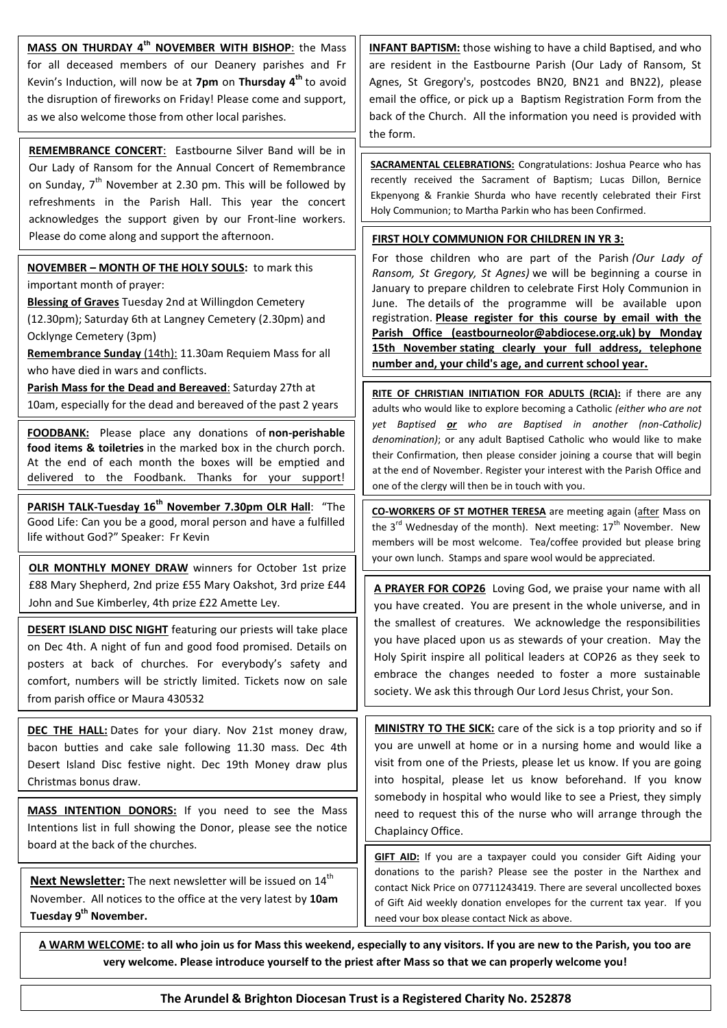**MASS ON THURDAY 4th NOVEMBER WITH BISHOP**: the Mass for all deceased members of our Deanery parishes and Fr Kevin's Induction, will now be at **7pm** on **Thursday 4th** to avoid the disruption of fireworks on Friday! Please come and support, as we also welcome those from other local parishes.

**REMEMBRANCE CONCERT**: Eastbourne Silver Band will be in Our Lady of Ransom for the Annual Concert of Remembrance on Sunday, 7th November at 2.30 pm. This will be followed by refreshments in the Parish Hall. This year the concert acknowledges the support given by our Front-line workers. Please do come along and support the afternoon.

**NOVEMBER – MONTH OF THE HOLY SOULS:** to mark this important month of prayer:

**Blessing of Graves** Tuesday 2nd at Willingdon Cemetery (12.30pm); Saturday 6th at Langney Cemetery (2.30pm) and Ocklynge Cemetery (3pm)

**Remembrance Sunday** (14th): 11.30am Requiem Mass for all who have died in wars and conflicts.

**Parish Mass for the Dead and Bereaved**: Saturday 27th at 10am, especially for the dead and bereaved of the past 2 years

**FOODBANK:** Please place any donations of **non-perishable food items & toiletries** in the marked box in the church porch. At the end of each month the boxes will be emptied and delivered to the Foodbank. Thanks for your support!

**PARISH TALK-Tuesday 16th November 7.30pm OLR Hall**: "The Good Life: Can you be a good, moral person and have a fulfilled life without God?" Speaker: Fr Kevin

**OLR MONTHLY MONEY DRAW** winners for October 1st prize £88 Mary Shepherd, 2nd prize £55 Mary Oakshot, 3rd prize £44 John and Sue Kimberley, 4th prize £22 Amette Ley.

**DESERT ISLAND DISC NIGHT** featuring our priests will take place on Dec 4th. A night of fun and good food promised. Details on posters at back of churches. For everybody's safety and comfort, numbers will be strictly limited. Tickets now on sale from parish office or Maura 430532

**DEC THE HALL:** Dates for your diary. Nov 21st money draw, bacon butties and cake sale following 11.30 mass. Dec 4th Desert Island Disc festive night. Dec 19th Money draw plus Christmas bonus draw.

**MASS INTENTION DONORS:** If you need to see the Mass Intentions list in full showing the Donor, please see the notice board at the back of the churches.

**Next Newsletter:** The next newsletter will be issued on 14th November. All notices to the office at the very latest by **10am Tuesday 9th November.**

**INFANT BAPTISM:** those wishing to have a child Baptised, and who are resident in the Eastbourne Parish (Our Lady of Ransom, St Agnes, St Gregory's, postcodes BN20, BN21 and BN22), please email the office, or pick up a Baptism Registration Form from the back of the Church. All the information you need is provided with the form.

**SACRAMENTAL CELEBRATIONS:** Congratulations: Joshua Pearce who has recently received the Sacrament of Baptism; Lucas Dillon, Bernice Ekpenyong & Frankie Shurda who have recently celebrated their First Holy Communion; to Martha Parkin who has been Confirmed.

**FIRST HOLY COMMUNION FOR CHILDREN IN YR 3:**

For those children who are part of the Parish *(Our Lady of Ransom, St Gregory, St Agnes)* we will be beginning a course in January to prepare children to celebrate First Holy Communion in June. The details of the programme will be available upon registration. **Please register for this course by email with the Parish Office (eastbourneolor@abdiocese.org.uk) by Monday 15th November stating clearly your full address, telephone number and, your child's age, and current school year.**

**RITE OF CHRISTIAN INITIATION FOR ADULTS (RCIA):** if there are any adults who would like to explore becoming a Catholic *(either who are not yet Baptised **or** who are Baptised in another (non-Catholic) denomination)*; or any adult Baptised Catholic who would like to make their Confirmation, then please consider joining a course that will begin at the end of November. Register your interest with the Parish Office and one of the clergy will then be in touch with you.

**CO-WORKERS OF ST MOTHER TERESA** are meeting again (after Mass on the 3rd Wednesday of the month). Next meeting: 17th November. New members will be most welcome. Tea/coffee provided but please bring your own lunch. Stamps and spare wool would be appreciated.

**A PRAYER FOR COP26** Loving God, we praise your name with all you have created. You are present in the whole universe, and in the smallest of creatures. We acknowledge the responsibilities you have placed upon us as stewards of your creation. May the Holy Spirit inspire all political leaders at COP26 as they seek to embrace the changes needed to foster a more sustainable society. We ask this through Our Lord Jesus Christ, your Son.

**MINISTRY TO THE SICK:** care of the sick is a top priority and so if you are unwell at home or in a nursing home and would like a visit from one of the Priests, please let us know. If you are going into hospital, please let us know beforehand. If you know somebody in hospital who would like to see a Priest, they simply need to request this of the nurse who will arrange through the Chaplaincy Office.

**GIFT AID:** If you are a taxpayer could you consider Gift Aiding your donations to the parish? Please see the poster in the Narthex and contact Nick Price on 07711243419. There are several uncollected boxes of Gift Aid weekly donation envelopes for the current tax year. If you need your box please contact Nick as above.

**A WARM WELCOME: to all who join us for Mass this weekend, especially to any visitors. If you are new to the Parish, you too are very welcome. Please introduce yourself to the priest after Mass so that we can properly welcome you!**

**The Arundel & Brighton Diocesan Trust is a Registered Charity No. 252878**